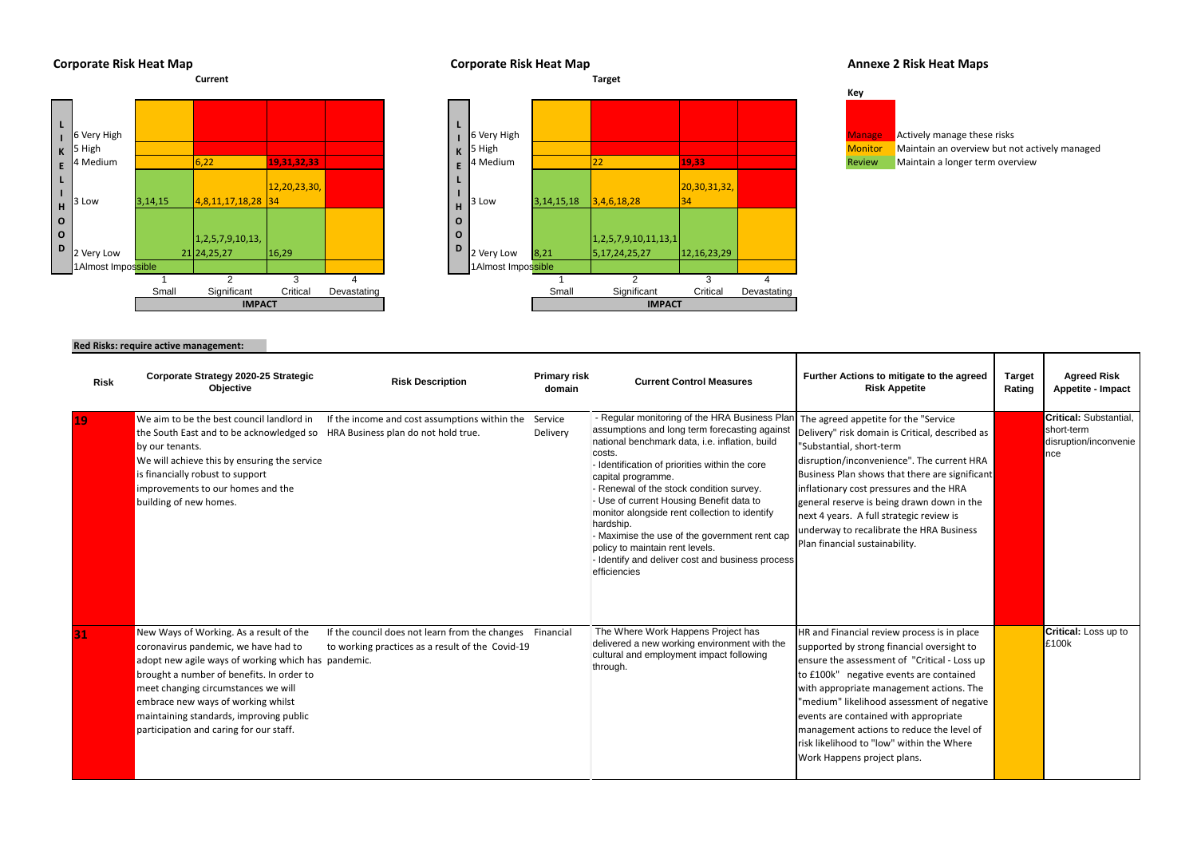## Corporate Risk Heat Map

**Current**

| LIKELIHOOD | 1 Small | 2 Significant | 3 Critical | 4 Devastating |
|---|---|---|---|---|
| 6 Very High | | | | |
| 5 High | | | | |
| 4 Medium | | 6,22 | 19,31,32,33 | |
| 3 Low | 3,14,15 | 4,8,11,17,18,28 | 12,20,23,30,34 | |
| 2 Very Low | 21 | 1,2,5,7,9,10,13,24,25,27 | 16,29 | |
| 1 Almost Impossible | | | | |
| | **IMPACT** | | | |

## Corporate Risk Heat Map

**Target**

| LIKELIHOOD | 1 Small | 2 Significant | 3 Critical | 4 Devastating |
|---|---|---|---|---|
| 6 Very High | | | | |
| 5 High | | | | |
| 4 Medium | | 22 | 19,33 | |
| 3 Low | 3,14,15,18 | 3,4,6,18,28 | 20,30,31,32,34 | |
| 2 Very Low | 8,21 | 1,2,5,7,9,10,11,13,15,17,24,25,27 | 12,16,23,29 | |
| 1 Almost Impossible | | | | |
| | **IMPACT** | | | |

## Annexe 2 Risk Heat Maps

**Key**

| | |
|---|---|
| Manage | Actively manage these risks |
| Monitor | Maintain an overview but not actively managed |
| Review | Maintain a longer term overview |

**Red Risks: require active management:**

| Risk | Corporate Strategy 2020-25 Strategic Objective | Risk Description | Primary risk domain | Current Control Measures | Further Actions to mitigate to the agreed Risk Appetite | Target Rating | Agreed Risk Appetite - Impact |
|---|---|---|---|---|---|---|---|
| 19 | We aim to be the best council landlord in the South East and to be acknowledged so by our tenants. We will achieve this by ensuring the service is financially robust to support improvements to our homes and the building of new homes. | If the income and cost assumptions within the HRA Business plan do not hold true. | Service Delivery | - Regular monitoring of the HRA Business Plan assumptions and long term forecasting against national benchmark data, i.e. inflation, build costs.<br>- Identification of priorities within the core capital programme.<br>- Renewal of the stock condition survey.<br>- Use of current Housing Benefit data to monitor alongside rent collection to identify hardship.<br>- Maximise the use of the government rent cap policy to maintain rent levels.<br>- Identify and deliver cost and business process efficiencies | The agreed appetite for the "Service Delivery" risk domain is Critical, described as "Substantial, short-term disruption/inconvenience". The current HRA Business Plan shows that there are significant inflationary cost pressures and the HRA general reserve is being drawn down in the next 4 years. A full strategic review is underway to recalibrate the HRA Business Plan financial sustainability. | | **Critical:** Substantial, short-term disruption/inconvenience |
| 31 | New Ways of Working. As a result of the coronavirus pandemic, we have had to adopt new agile ways of working which has brought a number of benefits. In order to meet changing circumstances we will embrace new ways of working whilst maintaining standards, improving public participation and caring for our staff. | If the council does not learn from the changes to working practices as a result of the Covid-19 pandemic. | Financial | The Where Work Happens Project has delivered a new working environment with the cultural and employment impact following through. | HR and Financial review process is in place supported by strong financial oversight to ensure the assessment of "Critical - Loss up to £100k" negative events are contained with appropriate management actions. The "medium" likelihood assessment of negative events are contained with appropriate management actions to reduce the level of risk likelihood to "low" within the Where Work Happens project plans. | | **Critical:** Loss up to £100k |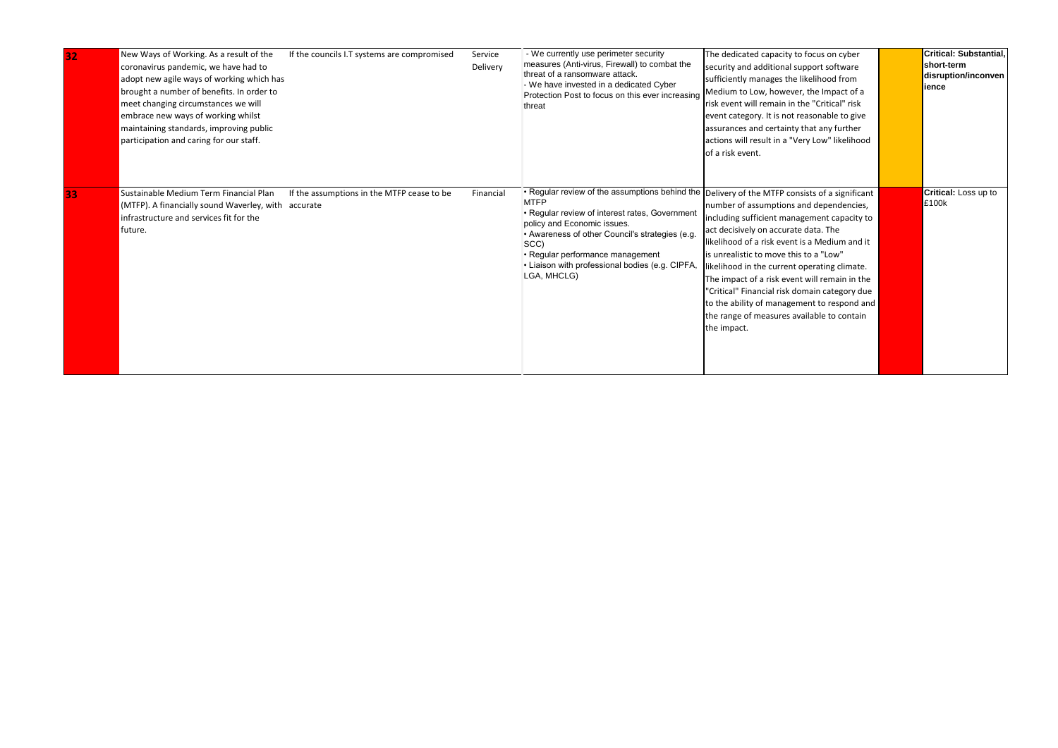| | | | | | | | |
|---|---|---|---|---|---|---|---|
| 32 | New Ways of Working. As a result of the coronavirus pandemic, we have had to adopt new agile ways of working which has brought a number of benefits. In order to meet changing circumstances we will embrace new ways of working whilst maintaining standards, improving public participation and caring for our staff. | If the councils I.T systems are compromised | Service Delivery | - We currently use perimeter security measures (Anti-virus, Firewall) to combat the threat of a ransomware attack.<br>- We have invested in a dedicated Cyber Protection Post to focus on this ever increasing threat | The dedicated capacity to focus on cyber security and additional support software sufficiently manages the likelihood from Medium to Low, however, the Impact of a risk event will remain in the "Critical" risk event category. It is not reasonable to give assurances and certainty that any further actions will result in a "Very Low" likelihood of a risk event. | | **Critical: Substantial, short-term disruption/inconvenience** |
| 33 | Sustainable Medium Term Financial Plan (MTFP). A financially sound Waverley, with infrastructure and services fit for the future. | If the assumptions in the MTFP cease to be accurate | Financial | • Regular review of the assumptions behind the MTFP<br>• Regular review of interest rates, Government policy and Economic issues.<br>• Awareness of other Council's strategies (e.g. SCC)<br>• Regular performance management<br>• Liaison with professional bodies (e.g. CIPFA, LGA, MHCLG) | Delivery of the MTFP consists of a significant number of assumptions and dependencies, including sufficient management capacity to act decisively on accurate data. The likelihood of a risk event is a Medium and it is unrealistic to move this to a "Low" likelihood in the current operating climate. The impact of a risk event will remain in the "Critical" Financial risk domain category due to the ability of management to respond and the range of measures available to contain the impact. | | **Critical:** Loss up to £100k |